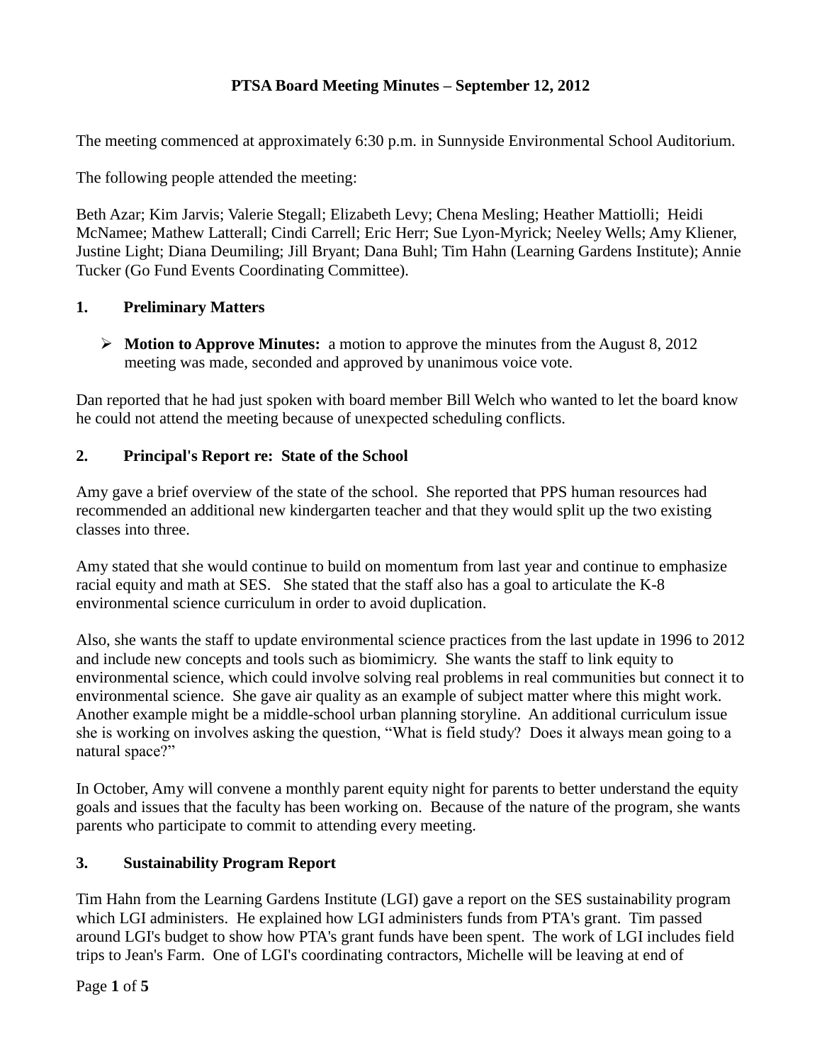# PTSA Board Meeting Minutes – September 12, 2012

The meeting commenced at approximately 6:30 p.m. in Sunnyside Environmental School Auditorium.

The following people attended the meeting:

Beth Azar; Kim Jarvis; Valerie Stegall; Elizabeth Levy; Chena Mesling; Heather Mattiolli; Heidi McNamee; Mathew Latterall; Cindi Carrell; Eric Herr; Sue Lyon-Myrick; Neeley Wells; Amy Kliener, Justine Light; Diana Deumiling; Jill Bryant; Dana Buhl; Tim Hahn (Learning Gardens Institute); Annie Tucker (Go Fund Events Coordinating Committee).

## 1. Preliminary Matters

- **Motion to Approve Minutes:** a motion to approve the minutes from the August 8, 2012 meeting was made, seconded and approved by unanimous voice vote.

Dan reported that he had just spoken with board member Bill Welch who wanted to let the board know he could not attend the meeting because of unexpected scheduling conflicts.

## 2. Principal's Report re: State of the School

Amy gave a brief overview of the state of the school. She reported that PPS human resources had recommended an additional new kindergarten teacher and that they would split up the two existing classes into three.

Amy stated that she would continue to build on momentum from last year and continue to emphasize racial equity and math at SES. She stated that the staff also has a goal to articulate the K-8 environmental science curriculum in order to avoid duplication.

Also, she wants the staff to update environmental science practices from the last update in 1996 to 2012 and include new concepts and tools such as biomimicry. She wants the staff to link equity to environmental science, which could involve solving real problems in real communities but connect it to environmental science. She gave air quality as an example of subject matter where this might work. Another example might be a middle-school urban planning storyline. An additional curriculum issue she is working on involves asking the question, "What is field study? Does it always mean going to a natural space?"

In October, Amy will convene a monthly parent equity night for parents to better understand the equity goals and issues that the faculty has been working on. Because of the nature of the program, she wants parents who participate to commit to attending every meeting.

## 3. Sustainability Program Report

Tim Hahn from the Learning Gardens Institute (LGI) gave a report on the SES sustainability program which LGI administers. He explained how LGI administers funds from PTA's grant. Tim passed around LGI's budget to show how PTA's grant funds have been spent. The work of LGI includes field trips to Jean's Farm. One of LGI's coordinating contractors, Michelle will be leaving at end of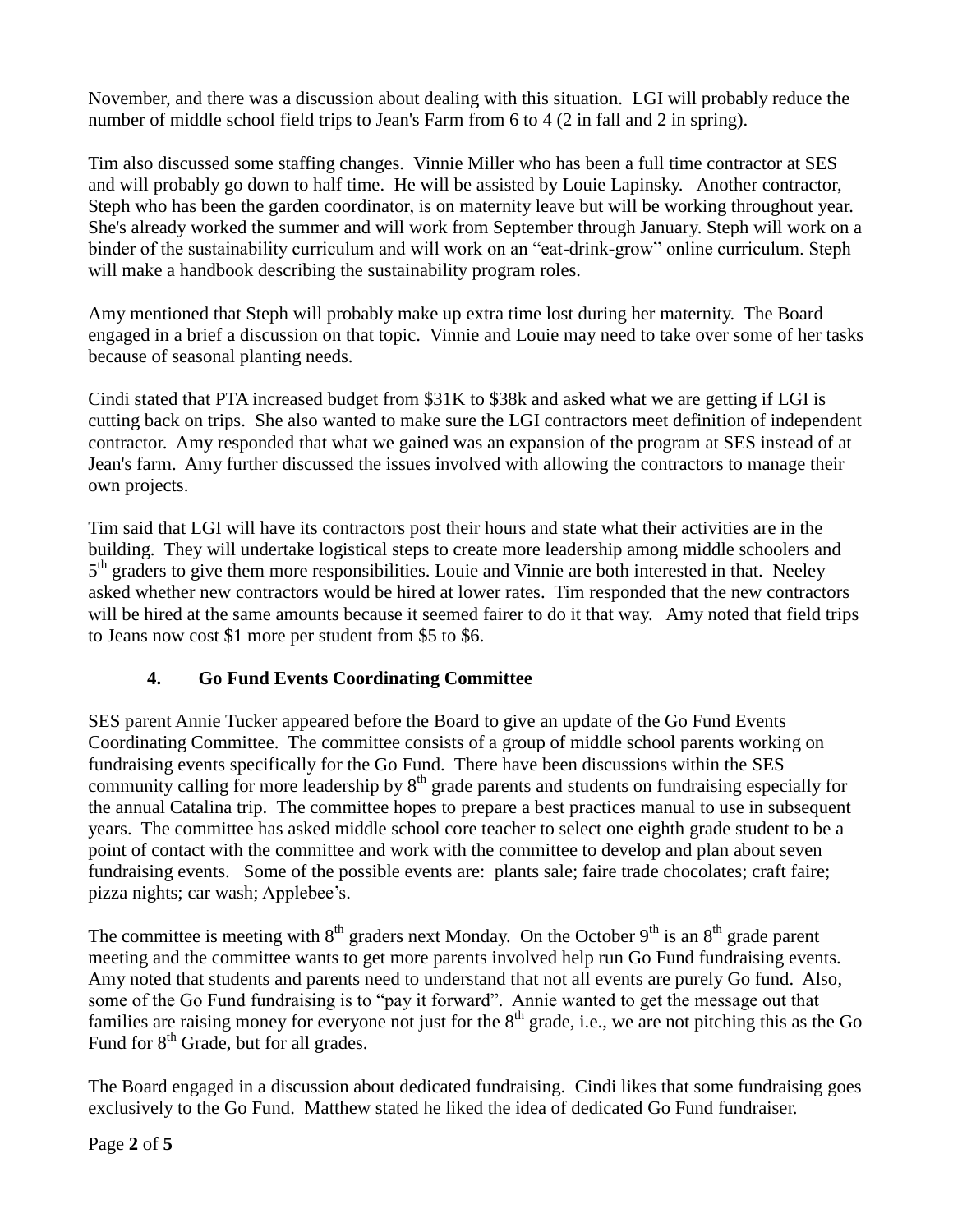November, and there was a discussion about dealing with this situation. LGI will probably reduce the number of middle school field trips to Jean's Farm from 6 to 4 (2 in fall and 2 in spring).

Tim also discussed some staffing changes. Vinnie Miller who has been a full time contractor at SES and will probably go down to half time. He will be assisted by Louie Lapinsky. Another contractor, Steph who has been the garden coordinator, is on maternity leave but will be working throughout year. She's already worked the summer and will work from September through January. Steph will work on a binder of the sustainability curriculum and will work on an "eat-drink-grow" online curriculum. Steph will make a handbook describing the sustainability program roles.

Amy mentioned that Steph will probably make up extra time lost during her maternity. The Board engaged in a brief a discussion on that topic. Vinnie and Louie may need to take over some of her tasks because of seasonal planting needs.

Cindi stated that PTA increased budget from \$31K to \$38k and asked what we are getting if LGI is cutting back on trips. She also wanted to make sure the LGI contractors meet definition of independent contractor. Amy responded that what we gained was an expansion of the program at SES instead of at Jean's farm. Amy further discussed the issues involved with allowing the contractors to manage their own projects.

Tim said that LGI will have its contractors post their hours and state what their activities are in the building. They will undertake logistical steps to create more leadership among middle schoolers and 5th graders to give them more responsibilities. Louie and Vinnie are both interested in that. Neeley asked whether new contractors would be hired at lower rates. Tim responded that the new contractors will be hired at the same amounts because it seemed fairer to do it that way. Amy noted that field trips to Jeans now cost \$1 more per student from \$5 to \$6.

## 4. Go Fund Events Coordinating Committee

SES parent Annie Tucker appeared before the Board to give an update of the Go Fund Events Coordinating Committee. The committee consists of a group of middle school parents working on fundraising events specifically for the Go Fund. There have been discussions within the SES community calling for more leadership by 8th grade parents and students on fundraising especially for the annual Catalina trip. The committee hopes to prepare a best practices manual to use in subsequent years. The committee has asked middle school core teacher to select one eighth grade student to be a point of contact with the committee and work with the committee to develop and plan about seven fundraising events. Some of the possible events are: plants sale; faire trade chocolates; craft faire; pizza nights; car wash; Applebee's.

The committee is meeting with 8th graders next Monday. On the October 9th is an 8th grade parent meeting and the committee wants to get more parents involved help run Go Fund fundraising events. Amy noted that students and parents need to understand that not all events are purely Go fund. Also, some of the Go Fund fundraising is to "pay it forward". Annie wanted to get the message out that families are raising money for everyone not just for the 8th grade, i.e., we are not pitching this as the Go Fund for 8th Grade, but for all grades.

The Board engaged in a discussion about dedicated fundraising. Cindi likes that some fundraising goes exclusively to the Go Fund. Matthew stated he liked the idea of dedicated Go Fund fundraiser.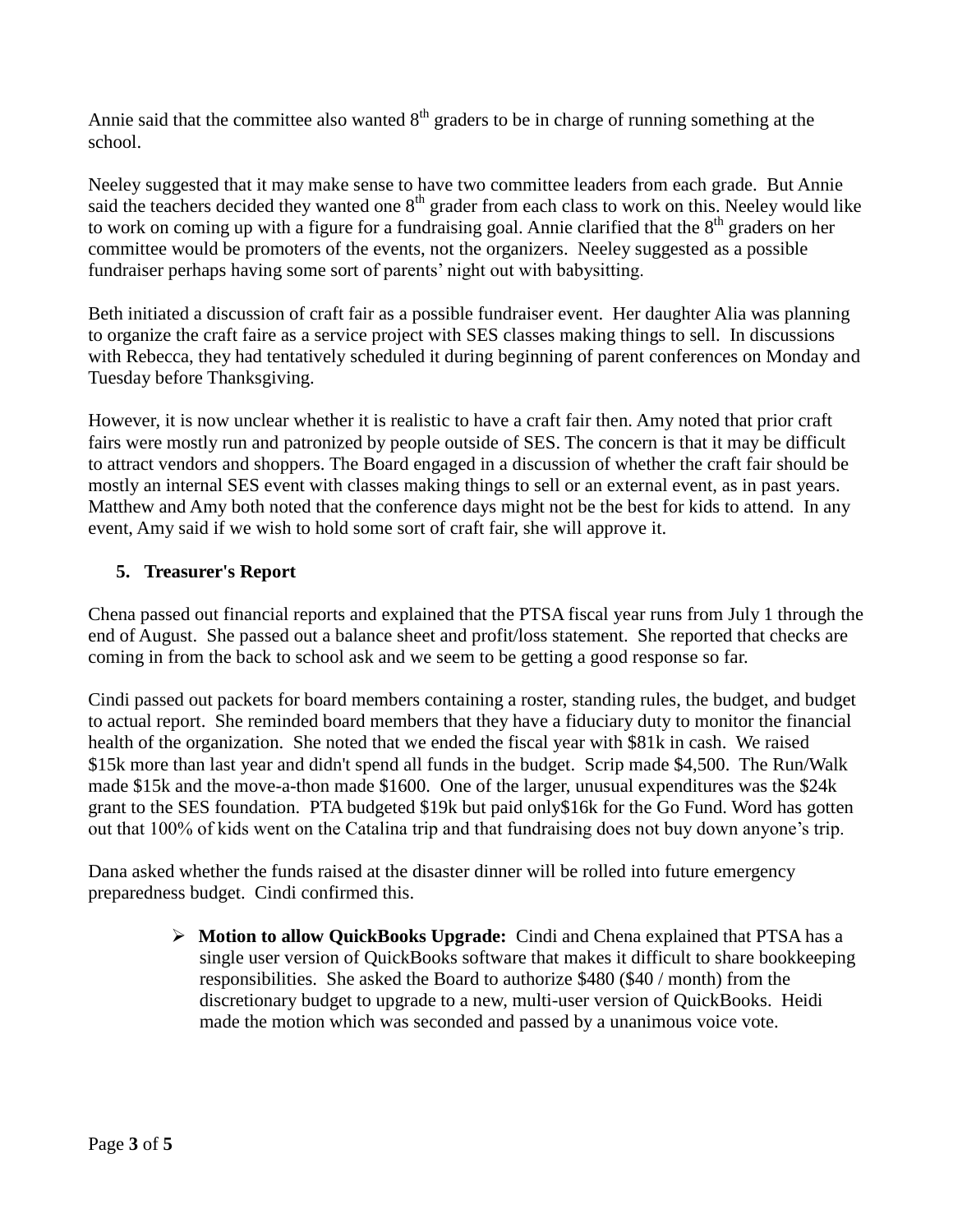Annie said that the committee also wanted 8th graders to be in charge of running something at the school.

Neeley suggested that it may make sense to have two committee leaders from each grade. But Annie said the teachers decided they wanted one 8th grader from each class to work on this. Neeley would like to work on coming up with a figure for a fundraising goal. Annie clarified that the 8th graders on her committee would be promoters of the events, not the organizers. Neeley suggested as a possible fundraiser perhaps having some sort of parents' night out with babysitting.

Beth initiated a discussion of craft fair as a possible fundraiser event. Her daughter Alia was planning to organize the craft faire as a service project with SES classes making things to sell. In discussions with Rebecca, they had tentatively scheduled it during beginning of parent conferences on Monday and Tuesday before Thanksgiving.

However, it is now unclear whether it is realistic to have a craft fair then. Amy noted that prior craft fairs were mostly run and patronized by people outside of SES. The concern is that it may be difficult to attract vendors and shoppers. The Board engaged in a discussion of whether the craft fair should be mostly an internal SES event with classes making things to sell or an external event, as in past years. Matthew and Amy both noted that the conference days might not be the best for kids to attend. In any event, Amy said if we wish to hold some sort of craft fair, she will approve it.

## 5. Treasurer's Report

Chena passed out financial reports and explained that the PTSA fiscal year runs from July 1 through the end of August. She passed out a balance sheet and profit/loss statement. She reported that checks are coming in from the back to school ask and we seem to be getting a good response so far.

Cindi passed out packets for board members containing a roster, standing rules, the budget, and budget to actual report. She reminded board members that they have a fiduciary duty to monitor the financial health of the organization. She noted that we ended the fiscal year with $81k in cash. We raised $15k more than last year and didn't spend all funds in the budget. Scrip made $4,500. The Run/Walk made $15k and the move-a-thon made $1600. One of the larger, unusual expenditures was the $24k grant to the SES foundation. PTA budgeted $19k but paid only$16k for the Go Fund. Word has gotten out that 100% of kids went on the Catalina trip and that fundraising does not buy down anyone's trip.

Dana asked whether the funds raised at the disaster dinner will be rolled into future emergency preparedness budget. Cindi confirmed this.

- **Motion to allow QuickBooks Upgrade:** Cindi and Chena explained that PTSA has a single user version of QuickBooks software that makes it difficult to share bookkeeping responsibilities. She asked the Board to authorize $480 ($40 / month) from the discretionary budget to upgrade to a new, multi-user version of QuickBooks. Heidi made the motion which was seconded and passed by a unanimous voice vote.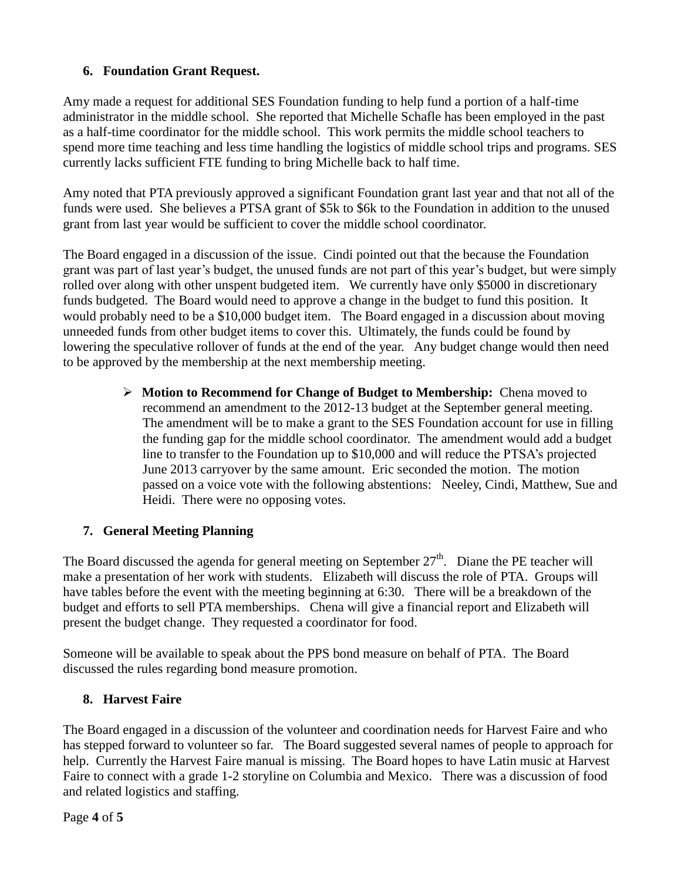### 6. Foundation Grant Request.

Amy made a request for additional SES Foundation funding to help fund a portion of a half-time administrator in the middle school. She reported that Michelle Schafle has been employed in the past as a half-time coordinator for the middle school. This work permits the middle school teachers to spend more time teaching and less time handling the logistics of middle school trips and programs. SES currently lacks sufficient FTE funding to bring Michelle back to half time.

Amy noted that PTA previously approved a significant Foundation grant last year and that not all of the funds were used. She believes a PTSA grant of $5k to $6k to the Foundation in addition to the unused grant from last year would be sufficient to cover the middle school coordinator.

The Board engaged in a discussion of the issue. Cindi pointed out that the because the Foundation grant was part of last year's budget, the unused funds are not part of this year's budget, but were simply rolled over along with other unspent budgeted item. We currently have only $5000 in discretionary funds budgeted. The Board would need to approve a change in the budget to fund this position. It would probably need to be a $10,000 budget item. The Board engaged in a discussion about moving unneeded funds from other budget items to cover this. Ultimately, the funds could be found by lowering the speculative rollover of funds at the end of the year. Any budget change would then need to be approved by the membership at the next membership meeting.

- **Motion to Recommend for Change of Budget to Membership:** Chena moved to recommend an amendment to the 2012-13 budget at the September general meeting. The amendment will be to make a grant to the SES Foundation account for use in filling the funding gap for the middle school coordinator. The amendment would add a budget line to transfer to the Foundation up to $10,000 and will reduce the PTSA's projected June 2013 carryover by the same amount. Eric seconded the motion. The motion passed on a voice vote with the following abstentions: Neeley, Cindi, Matthew, Sue and Heidi. There were no opposing votes.

### 7. General Meeting Planning

The Board discussed the agenda for general meeting on September 27th. Diane the PE teacher will make a presentation of her work with students. Elizabeth will discuss the role of PTA. Groups will have tables before the event with the meeting beginning at 6:30. There will be a breakdown of the budget and efforts to sell PTA memberships. Chena will give a financial report and Elizabeth will present the budget change. They requested a coordinator for food.

Someone will be available to speak about the PPS bond measure on behalf of PTA. The Board discussed the rules regarding bond measure promotion.

### 8. Harvest Faire

The Board engaged in a discussion of the volunteer and coordination needs for Harvest Faire and who has stepped forward to volunteer so far. The Board suggested several names of people to approach for help. Currently the Harvest Faire manual is missing. The Board hopes to have Latin music at Harvest Faire to connect with a grade 1-2 storyline on Columbia and Mexico. There was a discussion of food and related logistics and staffing.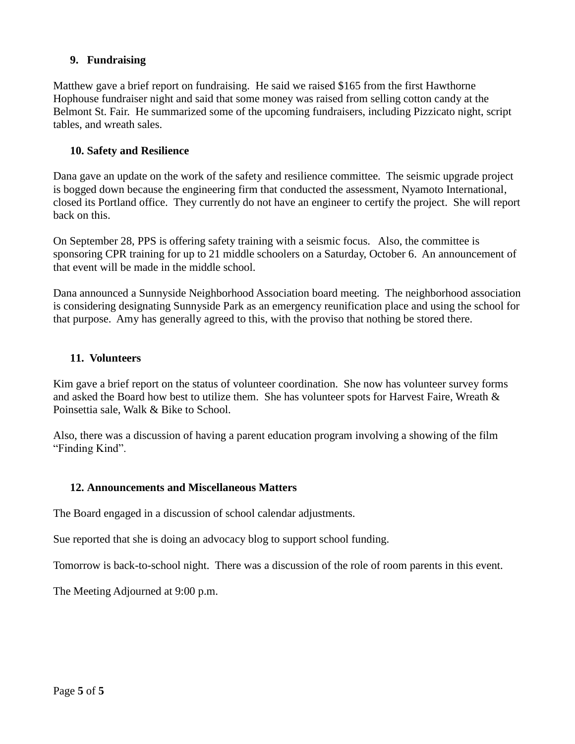## 9. Fundraising

Matthew gave a brief report on fundraising. He said we raised $165 from the first Hawthorne Hophouse fundraiser night and said that some money was raised from selling cotton candy at the Belmont St. Fair. He summarized some of the upcoming fundraisers, including Pizzicato night, script tables, and wreath sales.

## 10. Safety and Resilience

Dana gave an update on the work of the safety and resilience committee. The seismic upgrade project is bogged down because the engineering firm that conducted the assessment, Nyamoto International, closed its Portland office. They currently do not have an engineer to certify the project. She will report back on this.

On September 28, PPS is offering safety training with a seismic focus. Also, the committee is sponsoring CPR training for up to 21 middle schoolers on a Saturday, October 6. An announcement of that event will be made in the middle school.

Dana announced a Sunnyside Neighborhood Association board meeting. The neighborhood association is considering designating Sunnyside Park as an emergency reunification place and using the school for that purpose. Amy has generally agreed to this, with the proviso that nothing be stored there.

## 11. Volunteers

Kim gave a brief report on the status of volunteer coordination. She now has volunteer survey forms and asked the Board how best to utilize them. She has volunteer spots for Harvest Faire, Wreath & Poinsettia sale, Walk & Bike to School.

Also, there was a discussion of having a parent education program involving a showing of the film "Finding Kind".

## 12. Announcements and Miscellaneous Matters

The Board engaged in a discussion of school calendar adjustments.

Sue reported that she is doing an advocacy blog to support school funding.

Tomorrow is back-to-school night. There was a discussion of the role of room parents in this event.

The Meeting Adjourned at 9:00 p.m.